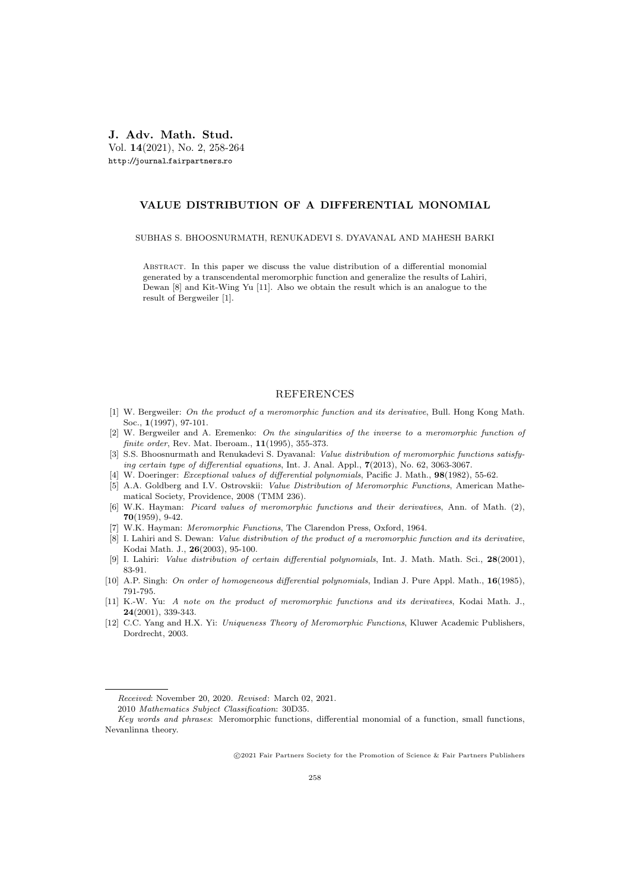# VALUE DISTRIBUTION OF A DIFFERENTIAL MONOMIAL

SUBHAS S. BHOOSNURMATH, RENUKADEVI S. DYAVANAL AND MAHESH BARKI

Abstract. In this paper we discuss the value distribution of a differential monomial generated by a transcendental meromorphic function and generalize the results of Lahiri, Dewan [8] and Kit-Wing Yu [11]. Also we obtain the result which is an analogue to the result of Bergweiler [1].

## REFERENCES

- [1] W. Bergweiler: *On the product of a meromorphic function and its derivative*, Bull. Hong Kong Math. Soc., **1**(1997), 97-101.
- [2] W. Bergweiler and A. Eremenko: *On the singularities of the inverse to a meromorphic function of finite order*, Rev. Mat. Iberoam., **11**(1995), 355-373.
- [3] S.S. Bhoosnurmath and Renukadevi S. Dyavanal: *Value distribution of meromorphic functions satisfying certain type of differential equations*, Int. J. Anal. Appl., **7**(2013), No. 62, 3063-3067.
- [4] W. Doeringer: *Exceptional values of differential polynomials*, Pacific J. Math., **98**(1982), 55-62.
- [5] A.A. Goldberg and I.V. Ostrovskii: *Value Distribution of Meromorphic Functions*, American Mathematical Society, Providence, 2008 (TMM 236).
- [6] W.K. Hayman: *Picard values of meromorphic functions and their derivatives*, Ann. of Math. (2), **70**(1959), 9-42.
- [7] W.K. Hayman: *Meromorphic Functions*, The Clarendon Press, Oxford, 1964.
- [8] I. Lahiri and S. Dewan: *Value distribution of the product of a meromorphic function and its derivative*, Kodai Math. J., **26**(2003), 95-100.
- [9] I. Lahiri: *Value distribution of certain differential polynomials*, Int. J. Math. Math. Sci., **28**(2001), 83-91.
- [10] A.P. Singh: *On order of homogeneous differential polynomials*, Indian J. Pure Appl. Math., **16**(1985), 791-795.
- [11] K.-W. Yu: *A note on the product of meromorphic functions and its derivatives*, Kodai Math. J., **24**(2001), 339-343.
- [12] C.C. Yang and H.X. Yi: *Uniqueness Theory of Meromorphic Functions*, Kluwer Academic Publishers, Dordrecht, 2003.

---

*Received*: November 20, 2020. *Revised*: March 02, 2021.

2010 *Mathematics Subject Classification*: 30D35.

*Key words and phrases*: Meromorphic functions, differential monomial of a function, small functions, Nevanlinna theory.

©2021 Fair Partners Society for the Promotion of Science & Fair Partners Publishers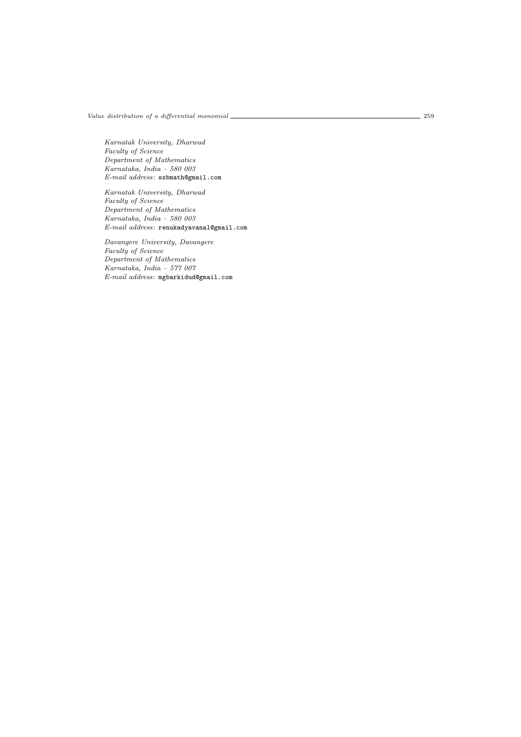*Karnatak University, Dharwad*
*Faculty of Science*
*Department of Mathematics*
*Karnataka, India – 580 003*
*E-mail address*: ssbmath@gmail.com

*Karnatak University, Dharwad*
*Faculty of Science*
*Department of Mathematics*
*Karnataka, India – 580 003*
*E-mail address*: renukadyavanal@gmail.com

*Davangere University, Davangere*
*Faculty of Science*
*Department of Mathematics*
*Karnataka, India – 577 007*
*E-mail address*: mgbarkidud@gmail.com